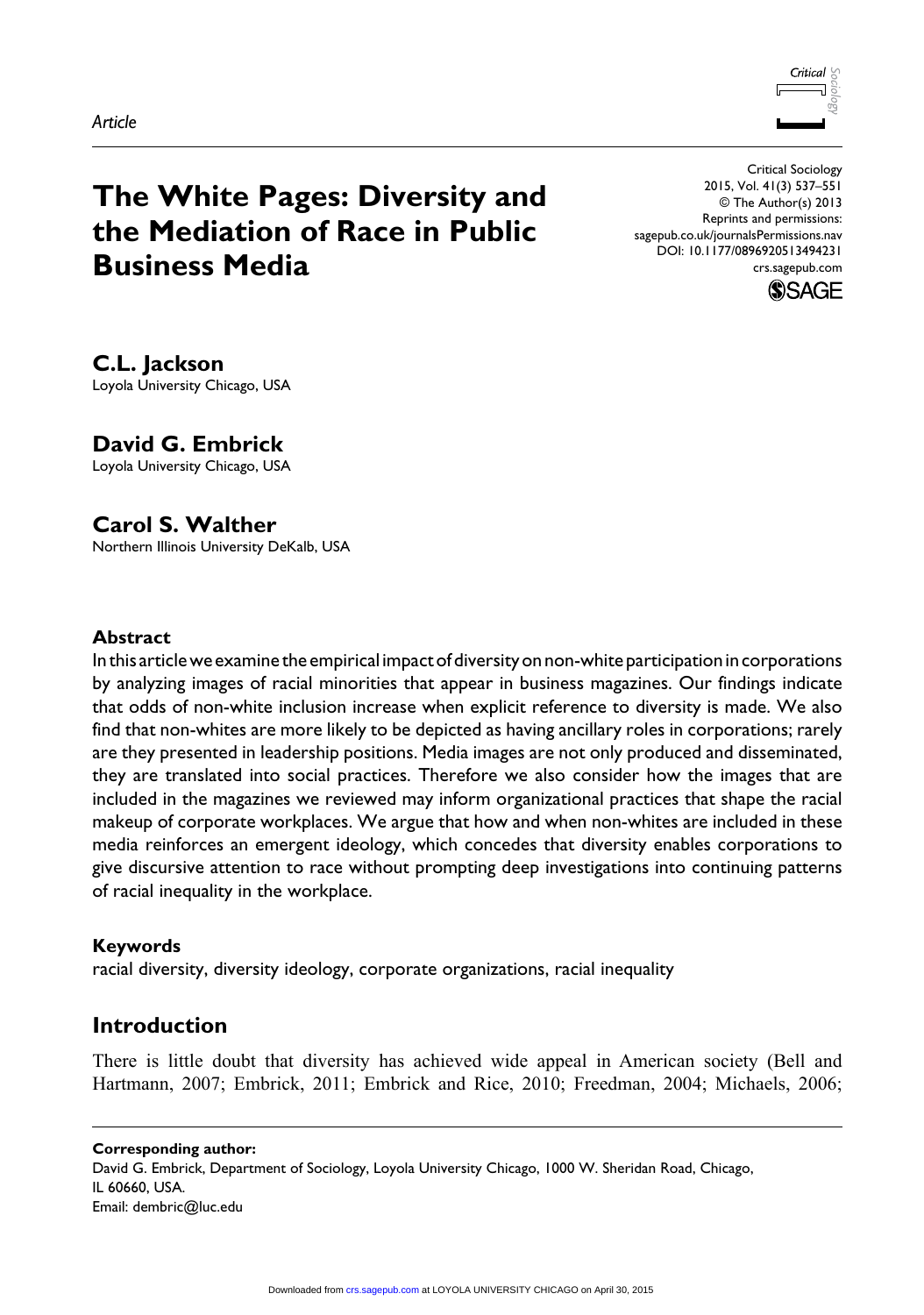*Article*

# The White Pages: Diversity and the Mediation of Race in Public Business Media

**C.L. Jackson**
Loyola University Chicago, USA

**David G. Embrick**
Loyola University Chicago, USA

**Carol S. Walther**
Northern Illinois University DeKalb, USA

### Abstract

In this article we examine the empirical impact of diversity on non-white participation in corporations by analyzing images of racial minorities that appear in business magazines. Our findings indicate that odds of non-white inclusion increase when explicit reference to diversity is made. We also find that non-whites are more likely to be depicted as having ancillary roles in corporations; rarely are they presented in leadership positions. Media images are not only produced and disseminated, they are translated into social practices. Therefore we also consider how the images that are included in the magazines we reviewed may inform organizational practices that shape the racial makeup of corporate workplaces. We argue that how and when non-whites are included in these media reinforces an emergent ideology, which concedes that diversity enables corporations to give discursive attention to race without prompting deep investigations into continuing patterns of racial inequality in the workplace.

### Keywords

racial diversity, diversity ideology, corporate organizations, racial inequality

## Introduction

There is little doubt that diversity has achieved wide appeal in American society (Bell and Hartmann, 2007; Embrick, 2011; Embrick and Rice, 2010; Freedman, 2004; Michaels, 2006;

**Corresponding author:**
David G. Embrick, Department of Sociology, Loyola University Chicago, 1000 W. Sheridan Road, Chicago, IL 60660, USA.
Email: dembric@luc.edu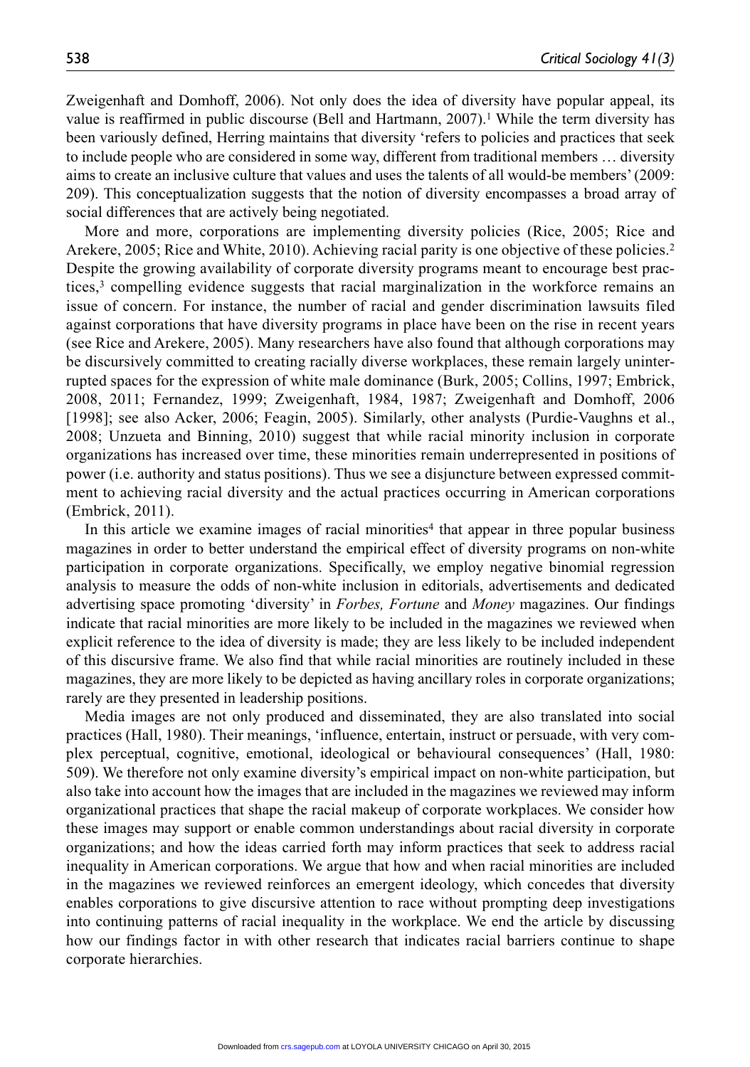Zweigenhaft and Domhoff, 2006). Not only does the idea of diversity have popular appeal, its value is reaffirmed in public discourse (Bell and Hartmann, 2007).[1] While the term diversity has been variously defined, Herring maintains that diversity 'refers to policies and practices that seek to include people who are considered in some way, different from traditional members … diversity aims to create an inclusive culture that values and uses the talents of all would-be members' (2009: 209). This conceptualization suggests that the notion of diversity encompasses a broad array of social differences that are actively being negotiated.

More and more, corporations are implementing diversity policies (Rice, 2005; Rice and Arekere, 2005; Rice and White, 2010). Achieving racial parity is one objective of these policies.[2] Despite the growing availability of corporate diversity programs meant to encourage best practices,[3] compelling evidence suggests that racial marginalization in the workforce remains an issue of concern. For instance, the number of racial and gender discrimination lawsuits filed against corporations that have diversity programs in place have been on the rise in recent years (see Rice and Arekere, 2005). Many researchers have also found that although corporations may be discursively committed to creating racially diverse workplaces, these remain largely uninterrupted spaces for the expression of white male dominance (Burk, 2005; Collins, 1997; Embrick, 2008, 2011; Fernandez, 1999; Zweigenhaft, 1984, 1987; Zweigenhaft and Domhoff, 2006 [1998]; see also Acker, 2006; Feagin, 2005). Similarly, other analysts (Purdie-Vaughns et al., 2008; Unzueta and Binning, 2010) suggest that while racial minority inclusion in corporate organizations has increased over time, these minorities remain underrepresented in positions of power (i.e. authority and status positions). Thus we see a disjuncture between expressed commitment to achieving racial diversity and the actual practices occurring in American corporations (Embrick, 2011).

In this article we examine images of racial minorities[4] that appear in three popular business magazines in order to better understand the empirical effect of diversity programs on non-white participation in corporate organizations. Specifically, we employ negative binomial regression analysis to measure the odds of non-white inclusion in editorials, advertisements and dedicated advertising space promoting 'diversity' in *Forbes, Fortune* and *Money* magazines. Our findings indicate that racial minorities are more likely to be included in the magazines we reviewed when explicit reference to the idea of diversity is made; they are less likely to be included independent of this discursive frame. We also find that while racial minorities are routinely included in these magazines, they are more likely to be depicted as having ancillary roles in corporate organizations; rarely are they presented in leadership positions.

Media images are not only produced and disseminated, they are also translated into social practices (Hall, 1980). Their meanings, 'influence, entertain, instruct or persuade, with very complex perceptual, cognitive, emotional, ideological or behavioural consequences' (Hall, 1980: 509). We therefore not only examine diversity's empirical impact on non-white participation, but also take into account how the images that are included in the magazines we reviewed may inform organizational practices that shape the racial makeup of corporate workplaces. We consider how these images may support or enable common understandings about racial diversity in corporate organizations; and how the ideas carried forth may inform practices that seek to address racial inequality in American corporations. We argue that how and when racial minorities are included in the magazines we reviewed reinforces an emergent ideology, which concedes that diversity enables corporations to give discursive attention to race without prompting deep investigations into continuing patterns of racial inequality in the workplace. We end the article by discussing how our findings factor in with other research that indicates racial barriers continue to shape corporate hierarchies.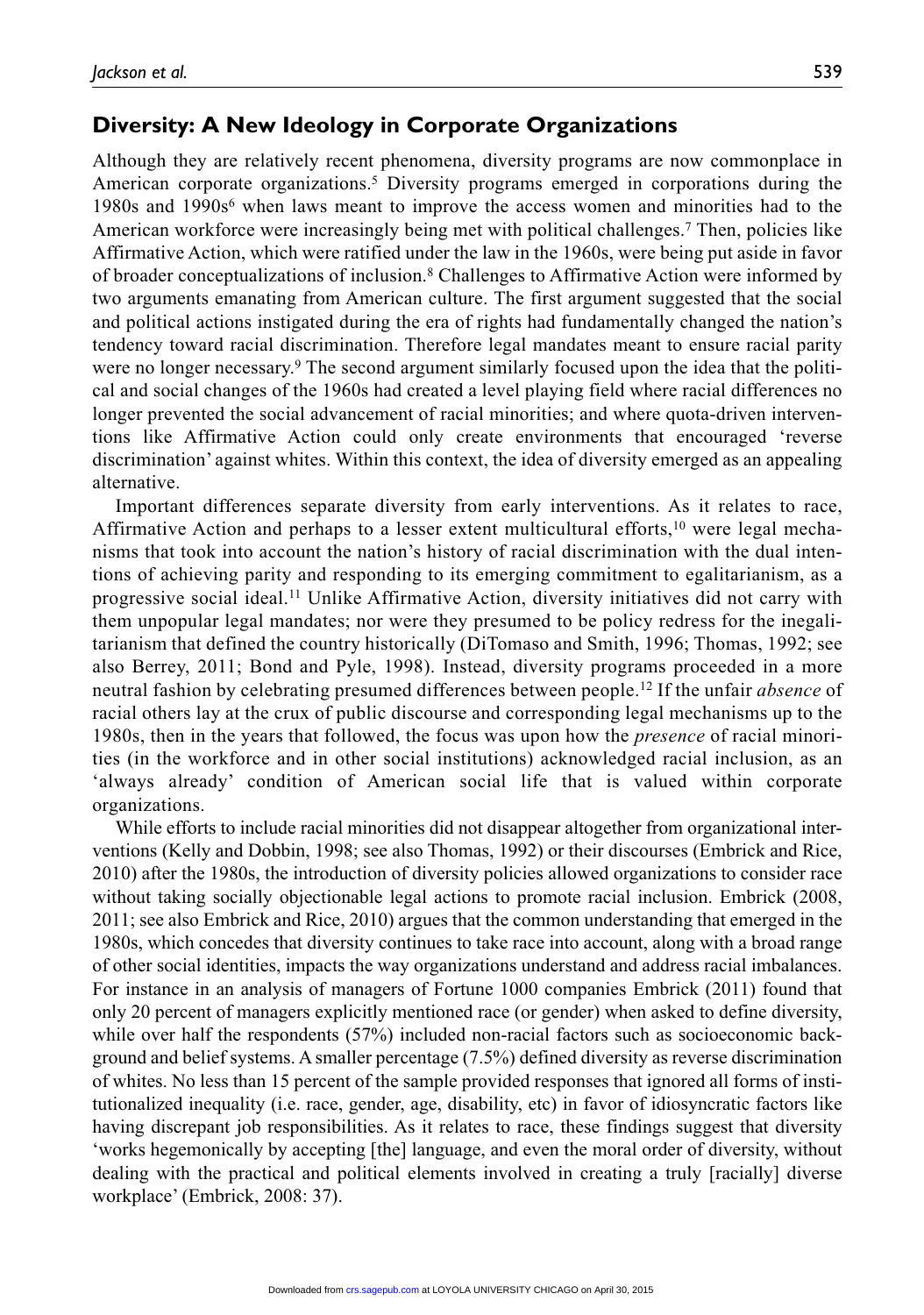## Diversity: A New Ideology in Corporate Organizations

Although they are relatively recent phenomena, diversity programs are now commonplace in American corporate organizations.[5] Diversity programs emerged in corporations during the 1980s and 1990s[6] when laws meant to improve the access women and minorities had to the American workforce were increasingly being met with political challenges.[7] Then, policies like Affirmative Action, which were ratified under the law in the 1960s, were being put aside in favor of broader conceptualizations of inclusion.[8] Challenges to Affirmative Action were informed by two arguments emanating from American culture. The first argument suggested that the social and political actions instigated during the era of rights had fundamentally changed the nation's tendency toward racial discrimination. Therefore legal mandates meant to ensure racial parity were no longer necessary.[9] The second argument similarly focused upon the idea that the political and social changes of the 1960s had created a level playing field where racial differences no longer prevented the social advancement of racial minorities; and where quota-driven interventions like Affirmative Action could only create environments that encouraged 'reverse discrimination' against whites. Within this context, the idea of diversity emerged as an appealing alternative.

Important differences separate diversity from early interventions. As it relates to race, Affirmative Action and perhaps to a lesser extent multicultural efforts,[10] were legal mechanisms that took into account the nation's history of racial discrimination with the dual intentions of achieving parity and responding to its emerging commitment to egalitarianism, as a progressive social ideal.[11] Unlike Affirmative Action, diversity initiatives did not carry with them unpopular legal mandates; nor were they presumed to be policy redress for the inegalitarianism that defined the country historically (DiTomaso and Smith, 1996; Thomas, 1992; see also Berrey, 2011; Bond and Pyle, 1998). Instead, diversity programs proceeded in a more neutral fashion by celebrating presumed differences between people.[12] If the unfair *absence* of racial others lay at the crux of public discourse and corresponding legal mechanisms up to the 1980s, then in the years that followed, the focus was upon how the *presence* of racial minorities (in the workforce and in other social institutions) acknowledged racial inclusion, as an 'always already' condition of American social life that is valued within corporate organizations.

While efforts to include racial minorities did not disappear altogether from organizational interventions (Kelly and Dobbin, 1998; see also Thomas, 1992) or their discourses (Embrick and Rice, 2010) after the 1980s, the introduction of diversity policies allowed organizations to consider race without taking socially objectionable legal actions to promote racial inclusion. Embrick (2008, 2011; see also Embrick and Rice, 2010) argues that the common understanding that emerged in the 1980s, which concedes that diversity continues to take race into account, along with a broad range of other social identities, impacts the way organizations understand and address racial imbalances. For instance in an analysis of managers of Fortune 1000 companies Embrick (2011) found that only 20 percent of managers explicitly mentioned race (or gender) when asked to define diversity, while over half the respondents (57%) included non-racial factors such as socioeconomic background and belief systems. A smaller percentage (7.5%) defined diversity as reverse discrimination of whites. No less than 15 percent of the sample provided responses that ignored all forms of institutionalized inequality (i.e. race, gender, age, disability, etc) in favor of idiosyncratic factors like having discrepant job responsibilities. As it relates to race, these findings suggest that diversity 'works hegemonically by accepting [the] language, and even the moral order of diversity, without dealing with the practical and political elements involved in creating a truly [racially] diverse workplace' (Embrick, 2008: 37).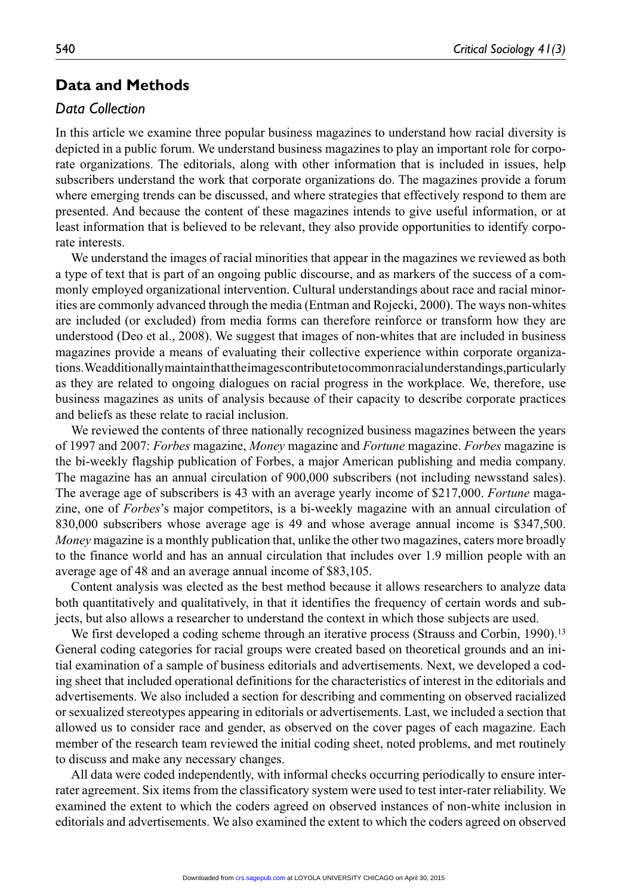## Data and Methods

### *Data Collection*

In this article we examine three popular business magazines to understand how racial diversity is depicted in a public forum. We understand business magazines to play an important role for corporate organizations. The editorials, along with other information that is included in issues, help subscribers understand the work that corporate organizations do. The magazines provide a forum where emerging trends can be discussed, and where strategies that effectively respond to them are presented. And because the content of these magazines intends to give useful information, or at least information that is believed to be relevant, they also provide opportunities to identify corporate interests.

We understand the images of racial minorities that appear in the magazines we reviewed as both a type of text that is part of an ongoing public discourse, and as markers of the success of a commonly employed organizational intervention. Cultural understandings about race and racial minorities are commonly advanced through the media (Entman and Rojecki, 2000). The ways non-whites are included (or excluded) from media forms can therefore reinforce or transform how they are understood (Deo et al., 2008). We suggest that images of non-whites that are included in business magazines provide a means of evaluating their collective experience within corporate organizations. We additionally maintain that the images contribute to common racial understandings, particularly as they are related to ongoing dialogues on racial progress in the workplace. We, therefore, use business magazines as units of analysis because of their capacity to describe corporate practices and beliefs as these relate to racial inclusion.

We reviewed the contents of three nationally recognized business magazines between the years of 1997 and 2007: *Forbes* magazine, *Money* magazine and *Fortune* magazine. *Forbes* magazine is the bi-weekly flagship publication of Forbes, a major American publishing and media company. The magazine has an annual circulation of 900,000 subscribers (not including newsstand sales). The average age of subscribers is 43 with an average yearly income of $217,000. *Fortune* magazine, one of *Forbes*'s major competitors, is a bi-weekly magazine with an annual circulation of 830,000 subscribers whose average age is 49 and whose average annual income is $347,500. *Money* magazine is a monthly publication that, unlike the other two magazines, caters more broadly to the finance world and has an annual circulation that includes over 1.9 million people with an average age of 48 and an average annual income of $83,105.

Content analysis was elected as the best method because it allows researchers to analyze data both quantitatively and qualitatively, in that it identifies the frequency of certain words and subjects, but also allows a researcher to understand the context in which those subjects are used.

We first developed a coding scheme through an iterative process (Strauss and Corbin, 1990).[13] General coding categories for racial groups were created based on theoretical grounds and an initial examination of a sample of business editorials and advertisements. Next, we developed a coding sheet that included operational definitions for the characteristics of interest in the editorials and advertisements. We also included a section for describing and commenting on observed racialized or sexualized stereotypes appearing in editorials or advertisements. Last, we included a section that allowed us to consider race and gender, as observed on the cover pages of each magazine. Each member of the research team reviewed the initial coding sheet, noted problems, and met routinely to discuss and make any necessary changes.

All data were coded independently, with informal checks occurring periodically to ensure inter-rater agreement. Six items from the classificatory system were used to test inter-rater reliability. We examined the extent to which the coders agreed on observed instances of non-white inclusion in editorials and advertisements. We also examined the extent to which the coders agreed on observed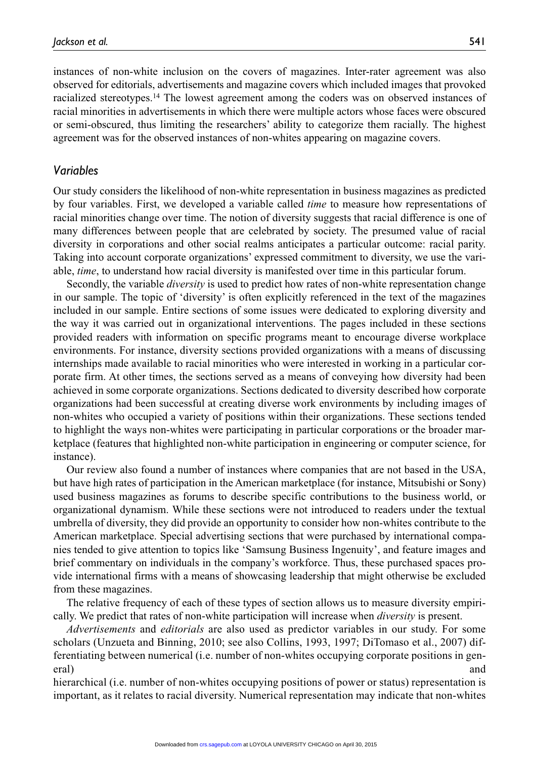instances of non-white inclusion on the covers of magazines. Inter-rater agreement was also observed for editorials, advertisements and magazine covers which included images that provoked racialized stereotypes.[14] The lowest agreement among the coders was on observed instances of racial minorities in advertisements in which there were multiple actors whose faces were obscured or semi-obscured, thus limiting the researchers' ability to categorize them racially. The highest agreement was for the observed instances of non-whites appearing on magazine covers.

## *Variables*

Our study considers the likelihood of non-white representation in business magazines as predicted by four variables. First, we developed a variable called *time* to measure how representations of racial minorities change over time. The notion of diversity suggests that racial difference is one of many differences between people that are celebrated by society. The presumed value of racial diversity in corporations and other social realms anticipates a particular outcome: racial parity. Taking into account corporate organizations' expressed commitment to diversity, we use the variable, *time*, to understand how racial diversity is manifested over time in this particular forum.

Secondly, the variable *diversity* is used to predict how rates of non-white representation change in our sample. The topic of 'diversity' is often explicitly referenced in the text of the magazines included in our sample. Entire sections of some issues were dedicated to exploring diversity and the way it was carried out in organizational interventions. The pages included in these sections provided readers with information on specific programs meant to encourage diverse workplace environments. For instance, diversity sections provided organizations with a means of discussing internships made available to racial minorities who were interested in working in a particular corporate firm. At other times, the sections served as a means of conveying how diversity had been achieved in some corporate organizations. Sections dedicated to diversity described how corporate organizations had been successful at creating diverse work environments by including images of non-whites who occupied a variety of positions within their organizations. These sections tended to highlight the ways non-whites were participating in particular corporations or the broader marketplace (features that highlighted non-white participation in engineering or computer science, for instance).

Our review also found a number of instances where companies that are not based in the USA, but have high rates of participation in the American marketplace (for instance, Mitsubishi or Sony) used business magazines as forums to describe specific contributions to the business world, or organizational dynamism. While these sections were not introduced to readers under the textual umbrella of diversity, they did provide an opportunity to consider how non-whites contribute to the American marketplace. Special advertising sections that were purchased by international companies tended to give attention to topics like 'Samsung Business Ingenuity', and feature images and brief commentary on individuals in the company's workforce. Thus, these purchased spaces provide international firms with a means of showcasing leadership that might otherwise be excluded from these magazines.

The relative frequency of each of these types of section allows us to measure diversity empirically. We predict that rates of non-white participation will increase when *diversity* is present.

*Advertisements* and *editorials* are also used as predictor variables in our study. For some scholars (Unzueta and Binning, 2010; see also Collins, 1993, 1997; DiTomaso et al., 2007) differentiating between numerical (i.e. number of non-whites occupying corporate positions in general) and hierarchical (i.e. number of non-whites occupying positions of power or status) representation is important, as it relates to racial diversity. Numerical representation may indicate that non-whites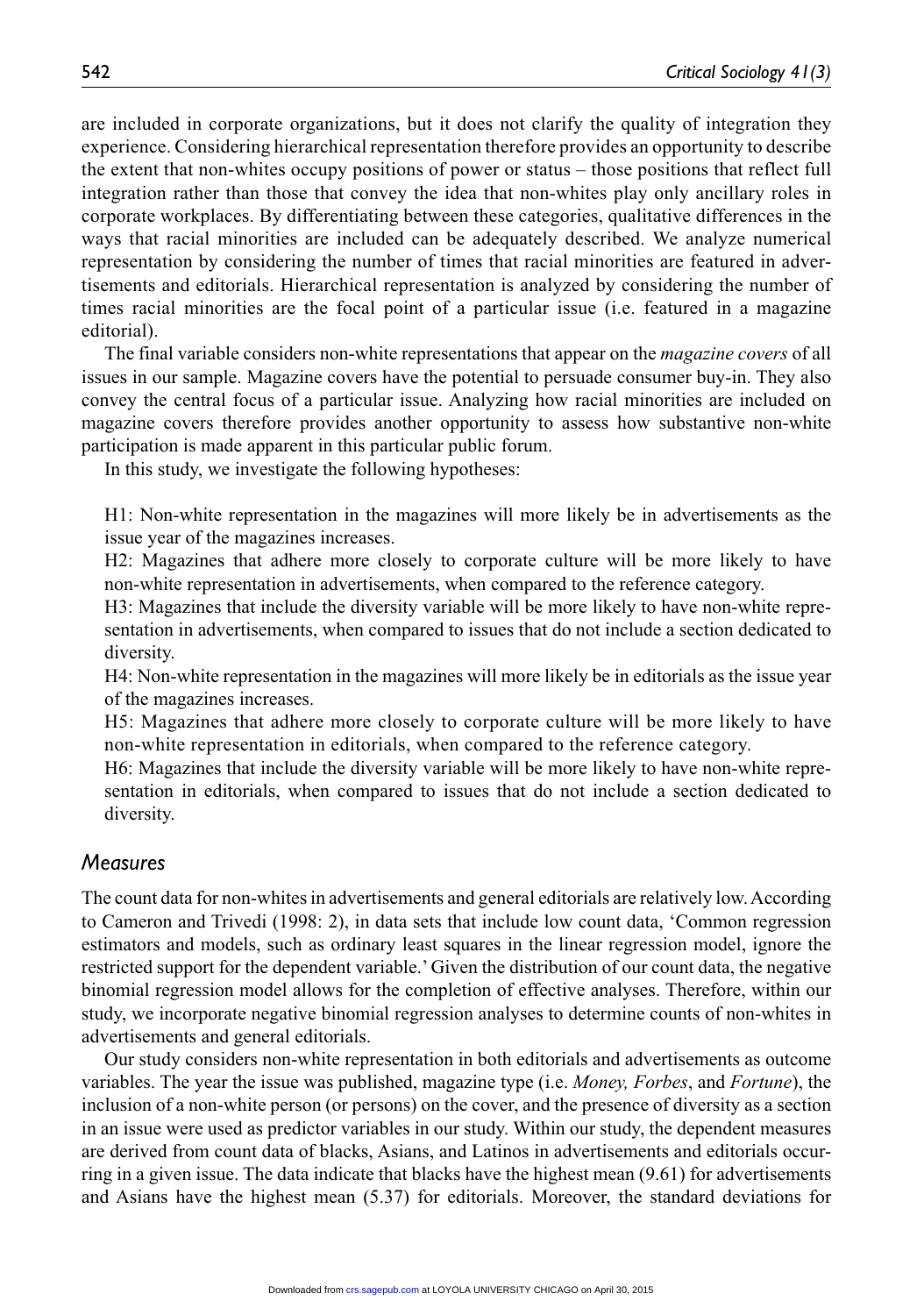are included in corporate organizations, but it does not clarify the quality of integration they experience. Considering hierarchical representation therefore provides an opportunity to describe the extent that non-whites occupy positions of power or status – those positions that reflect full integration rather than those that convey the idea that non-whites play only ancillary roles in corporate workplaces. By differentiating between these categories, qualitative differences in the ways that racial minorities are included can be adequately described. We analyze numerical representation by considering the number of times that racial minorities are featured in advertisements and editorials. Hierarchical representation is analyzed by considering the number of times racial minorities are the focal point of a particular issue (i.e. featured in a magazine editorial).

The final variable considers non-white representations that appear on the *magazine covers* of all issues in our sample. Magazine covers have the potential to persuade consumer buy-in. They also convey the central focus of a particular issue. Analyzing how racial minorities are included on magazine covers therefore provides another opportunity to assess how substantive non-white participation is made apparent in this particular public forum.

In this study, we investigate the following hypotheses:

H1: Non-white representation in the magazines will more likely be in advertisements as the issue year of the magazines increases.

H2: Magazines that adhere more closely to corporate culture will be more likely to have non-white representation in advertisements, when compared to the reference category.

H3: Magazines that include the diversity variable will be more likely to have non-white representation in advertisements, when compared to issues that do not include a section dedicated to diversity.

H4: Non-white representation in the magazines will more likely be in editorials as the issue year of the magazines increases.

H5: Magazines that adhere more closely to corporate culture will be more likely to have non-white representation in editorials, when compared to the reference category.

H6: Magazines that include the diversity variable will be more likely to have non-white representation in editorials, when compared to issues that do not include a section dedicated to diversity.

### Measures

The count data for non-whites in advertisements and general editorials are relatively low. According to Cameron and Trivedi (1998: 2), in data sets that include low count data, 'Common regression estimators and models, such as ordinary least squares in the linear regression model, ignore the restricted support for the dependent variable.' Given the distribution of our count data, the negative binomial regression model allows for the completion of effective analyses. Therefore, within our study, we incorporate negative binomial regression analyses to determine counts of non-whites in advertisements and general editorials.

Our study considers non-white representation in both editorials and advertisements as outcome variables. The year the issue was published, magazine type (i.e. *Money, Forbes*, and *Fortune*), the inclusion of a non-white person (or persons) on the cover, and the presence of diversity as a section in an issue were used as predictor variables in our study. Within our study, the dependent measures are derived from count data of blacks, Asians, and Latinos in advertisements and editorials occurring in a given issue. The data indicate that blacks have the highest mean (9.61) for advertisements and Asians have the highest mean (5.37) for editorials. Moreover, the standard deviations for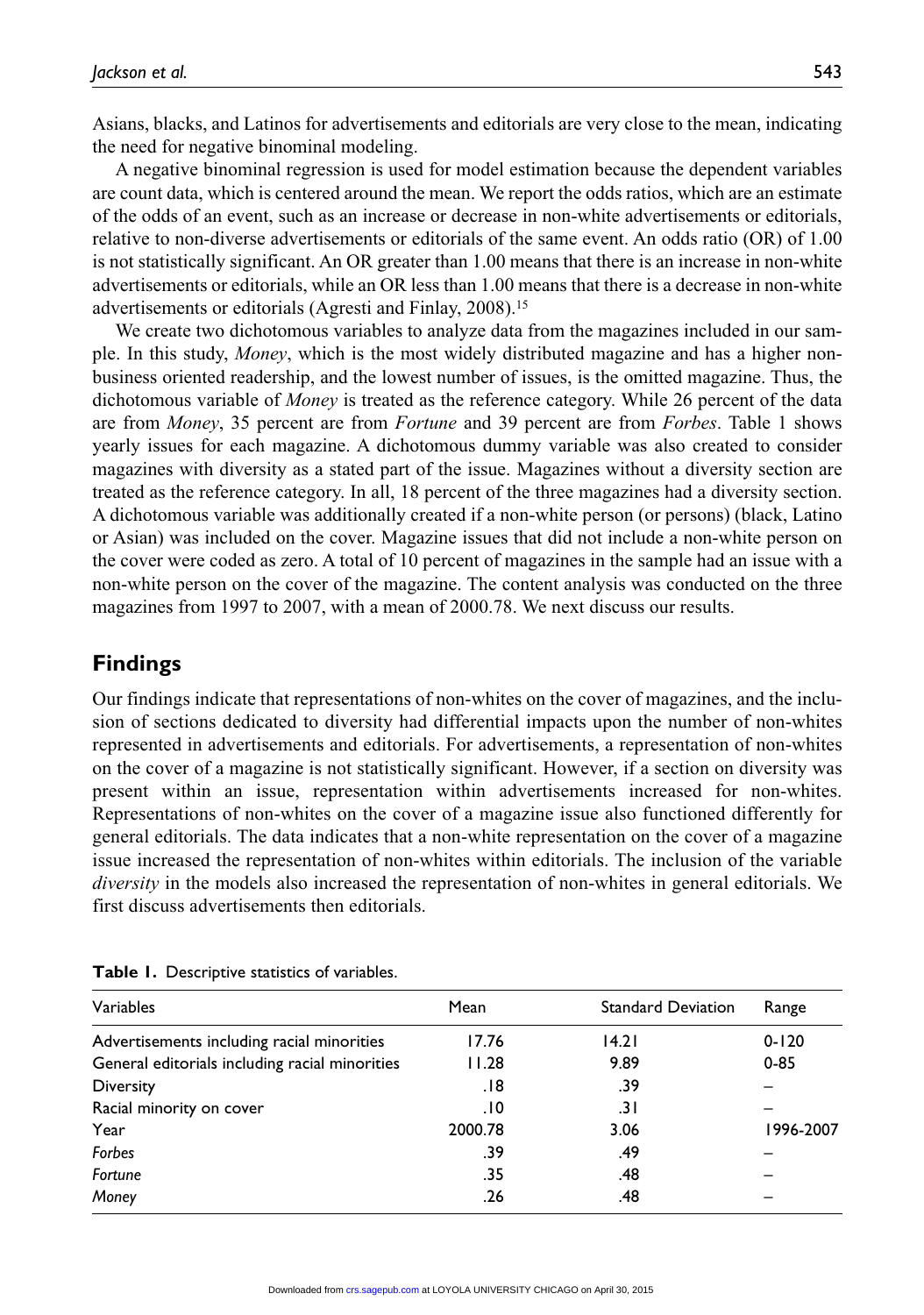Asians, blacks, and Latinos for advertisements and editorials are very close to the mean, indicating the need for negative binominal modeling.

A negative binominal regression is used for model estimation because the dependent variables are count data, which is centered around the mean. We report the odds ratios, which are an estimate of the odds of an event, such as an increase or decrease in non-white advertisements or editorials, relative to non-diverse advertisements or editorials of the same event. An odds ratio (OR) of 1.00 is not statistically significant. An OR greater than 1.00 means that there is an increase in non-white advertisements or editorials, while an OR less than 1.00 means that there is a decrease in non-white advertisements or editorials (Agresti and Finlay, 2008).[15]

We create two dichotomous variables to analyze data from the magazines included in our sample. In this study, *Money*, which is the most widely distributed magazine and has a higher non-business oriented readership, and the lowest number of issues, is the omitted magazine. Thus, the dichotomous variable of *Money* is treated as the reference category. While 26 percent of the data are from *Money*, 35 percent are from *Fortune* and 39 percent are from *Forbes*. Table 1 shows yearly issues for each magazine. A dichotomous dummy variable was also created to consider magazines with diversity as a stated part of the issue. Magazines without a diversity section are treated as the reference category. In all, 18 percent of the three magazines had a diversity section. A dichotomous variable was additionally created if a non-white person (or persons) (black, Latino or Asian) was included on the cover. Magazine issues that did not include a non-white person on the cover were coded as zero. A total of 10 percent of magazines in the sample had an issue with a non-white person on the cover of the magazine. The content analysis was conducted on the three magazines from 1997 to 2007, with a mean of 2000.78. We next discuss our results.

## Findings

Our findings indicate that representations of non-whites on the cover of magazines, and the inclusion of sections dedicated to diversity had differential impacts upon the number of non-whites represented in advertisements and editorials. For advertisements, a representation of non-whites on the cover of a magazine is not statistically significant. However, if a section on diversity was present within an issue, representation within advertisements increased for non-whites. Representations of non-whites on the cover of a magazine issue also functioned differently for general editorials. The data indicates that a non-white representation on the cover of a magazine issue increased the representation of non-whites within editorials. The inclusion of the variable *diversity* in the models also increased the representation of non-whites in general editorials. We first discuss advertisements then editorials.

**Table 1.** Descriptive statistics of variables.

| Variables | Mean | Standard Deviation | Range |
|---|---|---|---|
| Advertisements including racial minorities | 17.76 | 14.21 | 0-120 |
| General editorials including racial minorities | 11.28 | 9.89 | 0-85 |
| Diversity | .18 | .39 | – |
| Racial minority on cover | .10 | .31 | – |
| Year | 2000.78 | 3.06 | 1996-2007 |
| *Forbes* | .39 | .49 | – |
| *Fortune* | .35 | .48 | – |
| *Money* | .26 | .48 | – |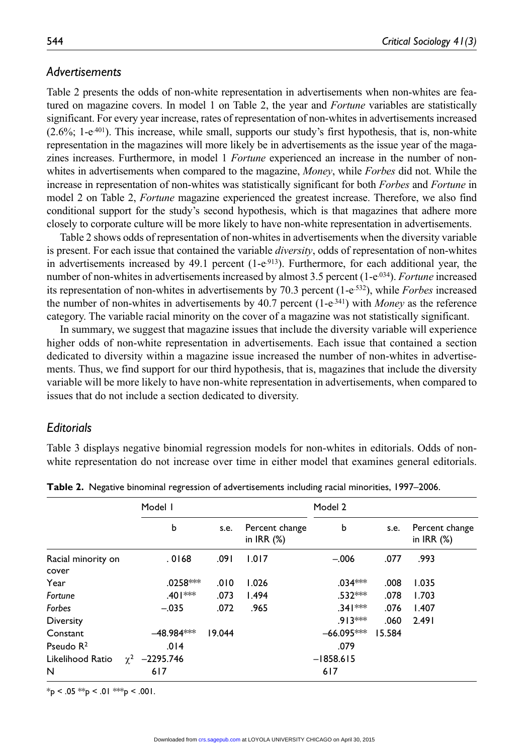## *Advertisements*

Table 2 presents the odds of non-white representation in advertisements when non-whites are featured on magazine covers. In model 1 on Table 2, the year and *Fortune* variables are statistically significant. For every year increase, rates of representation of non-whites in advertisements increased (2.6%; 1-$e^{.401}$). This increase, while small, supports our study's first hypothesis, that is, non-white representation in the magazines will more likely be in advertisements as the issue year of the magazines increases. Furthermore, in model 1 *Fortune* experienced an increase in the number of non-whites in advertisements when compared to the magazine, *Money*, while *Forbes* did not. While the increase in representation of non-whites was statistically significant for both *Forbes* and *Fortune* in model 2 on Table 2, *Fortune* magazine experienced the greatest increase. Therefore, we also find conditional support for the study's second hypothesis, which is that magazines that adhere more closely to corporate culture will be more likely to have non-white representation in advertisements.

Table 2 shows odds of representation of non-whites in advertisements when the diversity variable is present. For each issue that contained the variable *diversity*, odds of representation of non-whites in advertisements increased by 49.1 percent (1-$e^{.913}$). Furthermore, for each additional year, the number of non-whites in advertisements increased by almost 3.5 percent (1-$e^{.034}$). *Fortune* increased its representation of non-whites in advertisements by 70.3 percent (1-$e^{.532}$), while *Forbes* increased the number of non-whites in advertisements by 40.7 percent (1-$e^{.341}$) with *Money* as the reference category. The variable racial minority on the cover of a magazine was not statistically significant.

In summary, we suggest that magazine issues that include the diversity variable will experience higher odds of non-white representation in advertisements. Each issue that contained a section dedicated to diversity within a magazine issue increased the number of non-whites in advertisements. Thus, we find support for our third hypothesis, that is, magazines that include the diversity variable will be more likely to have non-white representation in advertisements, when compared to issues that do not include a section dedicated to diversity.

## *Editorials*

Table 3 displays negative binomial regression models for non-whites in editorials. Odds of non-white representation do not increase over time in either model that examines general editorials.

**Table 2.** Negative binominal regression of advertisements including racial minorities, 1997–2006.

| | Model 1 | | | Model 2 | | |
|---|---|---|---|---|---|---|
| | b | s.e. | Percent change in IRR (%) | b | s.e. | Percent change in IRR (%) |
| Racial minority on cover | .0168 | .091 | 1.017 | –.006 | .077 | .993 |
| Year | .0258*** | .010 | 1.026 | .034*** | .008 | 1.035 |
| *Fortune* | .401*** | .073 | 1.494 | .532*** | .078 | 1.703 |
| *Forbes* | –.035 | .072 | .965 | .341*** | .076 | 1.407 |
| Diversity | | | | .913*** | .060 | 2.491 |
| Constant | –48.984*** | 19.044 | | –66.095*** | 15.584 | |
| Pseudo $R^2$ | .014 | | | .079 | | |
| Likelihood Ratio $\chi^2$ | –2295.746 | | | –1858.615 | | |
| N | 617 | | | 617 | | |

*p < .05 **p < .01 ***p < .001.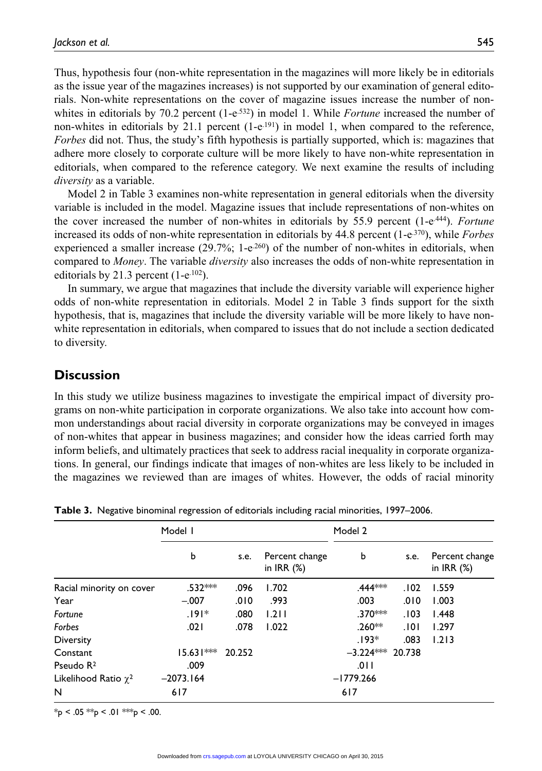Thus, hypothesis four (non-white representation in the magazines will more likely be in editorials as the issue year of the magazines increases) is not supported by our examination of general editorials. Non-white representations on the cover of magazine issues increase the number of non-whites in editorials by 70.2 percent ($1\text{-}e^{.532}$) in model 1. While *Fortune* increased the number of non-whites in editorials by 21.1 percent ($1\text{-}e^{.191}$) in model 1, when compared to the reference, *Forbes* did not. Thus, the study's fifth hypothesis is partially supported, which is: magazines that adhere more closely to corporate culture will be more likely to have non-white representation in editorials, when compared to the reference category. We next examine the results of including *diversity* as a variable.

Model 2 in Table 3 examines non-white representation in general editorials when the diversity variable is included in the model. Magazine issues that include representations of non-whites on the cover increased the number of non-whites in editorials by 55.9 percent ($1\text{-}e^{.444}$). *Fortune* increased its odds of non-white representation in editorials by 44.8 percent ($1\text{-}e^{.370}$), while *Forbes* experienced a smaller increase (29.7%; $1\text{-}e^{.260}$) of the number of non-whites in editorials, when compared to *Money*. The variable *diversity* also increases the odds of non-white representation in editorials by 21.3 percent ($1\text{-}e^{.102}$).

In summary, we argue that magazines that include the diversity variable will experience higher odds of non-white representation in editorials. Model 2 in Table 3 finds support for the sixth hypothesis, that is, magazines that include the diversity variable will be more likely to have non-white representation in editorials, when compared to issues that do not include a section dedicated to diversity.

## Discussion

In this study we utilize business magazines to investigate the empirical impact of diversity programs on non-white participation in corporate organizations. We also take into account how common understandings about racial diversity in corporate organizations may be conveyed in images of non-whites that appear in business magazines; and consider how the ideas carried forth may inform beliefs, and ultimately practices that seek to address racial inequality in corporate organizations. In general, our findings indicate that images of non-whites are less likely to be included in the magazines we reviewed than are images of whites. However, the odds of racial minority

**Table 3.** Negative binominal regression of editorials including racial minorities, 1997–2006.

| | Model 1 | | | Model 2 | | |
|---|---|---|---|---|---|---|
| | b | s.e. | Percent change in IRR (%) | b | s.e. | Percent change in IRR (%) |
| Racial minority on cover | .532*** | .096 | 1.702 | .444*** | .102 | 1.559 |
| Year | −.007 | .010 | .993 | .003 | .010 | 1.003 |
| *Fortune* | .191* | .080 | 1.211 | .370*** | .103 | 1.448 |
| *Forbes* | .021 | .078 | 1.022 | .260** | .101 | 1.297 |
| Diversity | | | | .193* | .083 | 1.213 |
| Constant | 15.631*** | 20.252 | | −3.224*** | 20.738 | |
| Pseudo $R^2$ | .009 | | | .011 | | |
| Likelihood Ratio $\chi^2$ | −2073.164 | | | −1779.266 | | |
| N | 617 | | | 617 | | |

*p < .05 **p < .01 ***p < .00.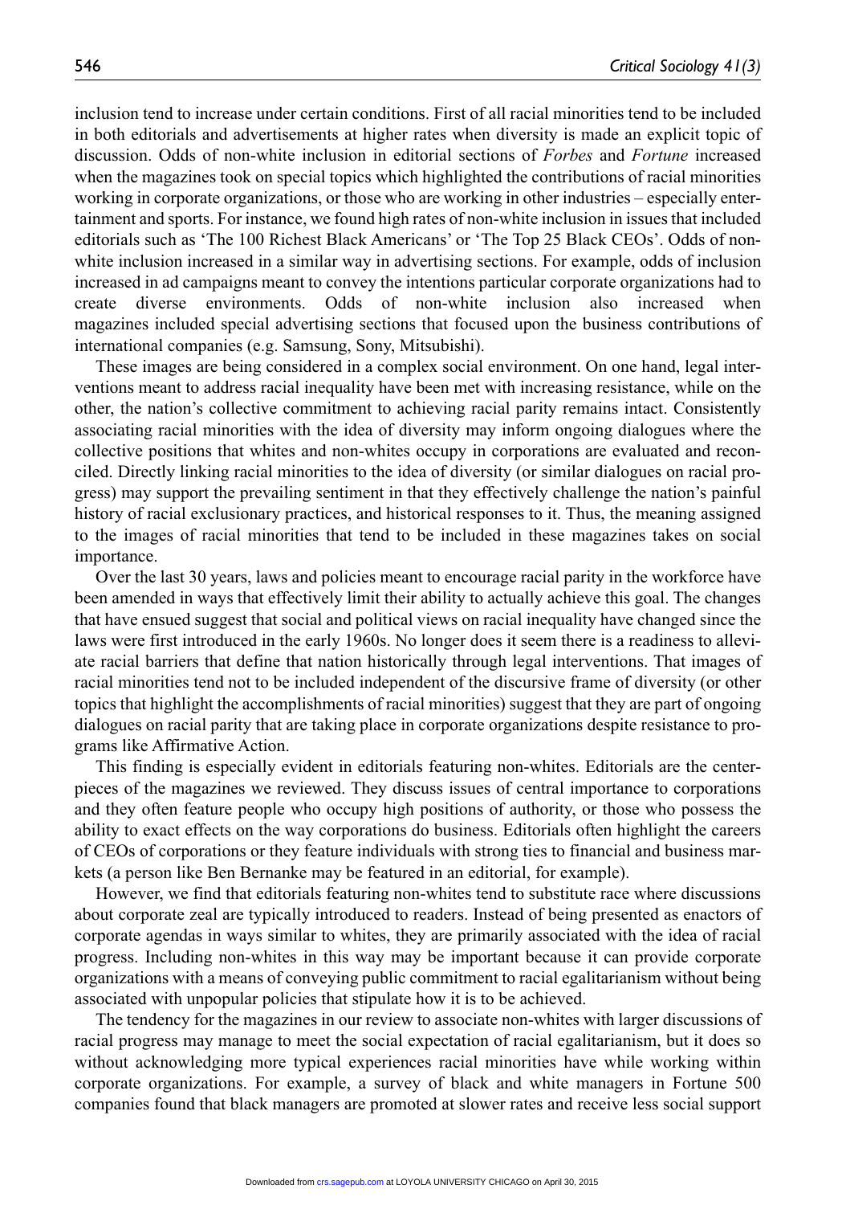inclusion tend to increase under certain conditions. First of all racial minorities tend to be included in both editorials and advertisements at higher rates when diversity is made an explicit topic of discussion. Odds of non-white inclusion in editorial sections of *Forbes* and *Fortune* increased when the magazines took on special topics which highlighted the contributions of racial minorities working in corporate organizations, or those who are working in other industries – especially entertainment and sports. For instance, we found high rates of non-white inclusion in issues that included editorials such as 'The 100 Richest Black Americans' or 'The Top 25 Black CEOs'. Odds of non-white inclusion increased in a similar way in advertising sections. For example, odds of inclusion increased in ad campaigns meant to convey the intentions particular corporate organizations had to create diverse environments. Odds of non-white inclusion also increased when magazines included special advertising sections that focused upon the business contributions of international companies (e.g. Samsung, Sony, Mitsubishi).

These images are being considered in a complex social environment. On one hand, legal interventions meant to address racial inequality have been met with increasing resistance, while on the other, the nation's collective commitment to achieving racial parity remains intact. Consistently associating racial minorities with the idea of diversity may inform ongoing dialogues where the collective positions that whites and non-whites occupy in corporations are evaluated and reconciled. Directly linking racial minorities to the idea of diversity (or similar dialogues on racial progress) may support the prevailing sentiment in that they effectively challenge the nation's painful history of racial exclusionary practices, and historical responses to it. Thus, the meaning assigned to the images of racial minorities that tend to be included in these magazines takes on social importance.

Over the last 30 years, laws and policies meant to encourage racial parity in the workforce have been amended in ways that effectively limit their ability to actually achieve this goal. The changes that have ensued suggest that social and political views on racial inequality have changed since the laws were first introduced in the early 1960s. No longer does it seem there is a readiness to alleviate racial barriers that define that nation historically through legal interventions. That images of racial minorities tend not to be included independent of the discursive frame of diversity (or other topics that highlight the accomplishments of racial minorities) suggest that they are part of ongoing dialogues on racial parity that are taking place in corporate organizations despite resistance to programs like Affirmative Action.

This finding is especially evident in editorials featuring non-whites. Editorials are the centerpieces of the magazines we reviewed. They discuss issues of central importance to corporations and they often feature people who occupy high positions of authority, or those who possess the ability to exact effects on the way corporations do business. Editorials often highlight the careers of CEOs of corporations or they feature individuals with strong ties to financial and business markets (a person like Ben Bernanke may be featured in an editorial, for example).

However, we find that editorials featuring non-whites tend to substitute race where discussions about corporate zeal are typically introduced to readers. Instead of being presented as enactors of corporate agendas in ways similar to whites, they are primarily associated with the idea of racial progress. Including non-whites in this way may be important because it can provide corporate organizations with a means of conveying public commitment to racial egalitarianism without being associated with unpopular policies that stipulate how it is to be achieved.

The tendency for the magazines in our review to associate non-whites with larger discussions of racial progress may manage to meet the social expectation of racial egalitarianism, but it does so without acknowledging more typical experiences racial minorities have while working within corporate organizations. For example, a survey of black and white managers in Fortune 500 companies found that black managers are promoted at slower rates and receive less social support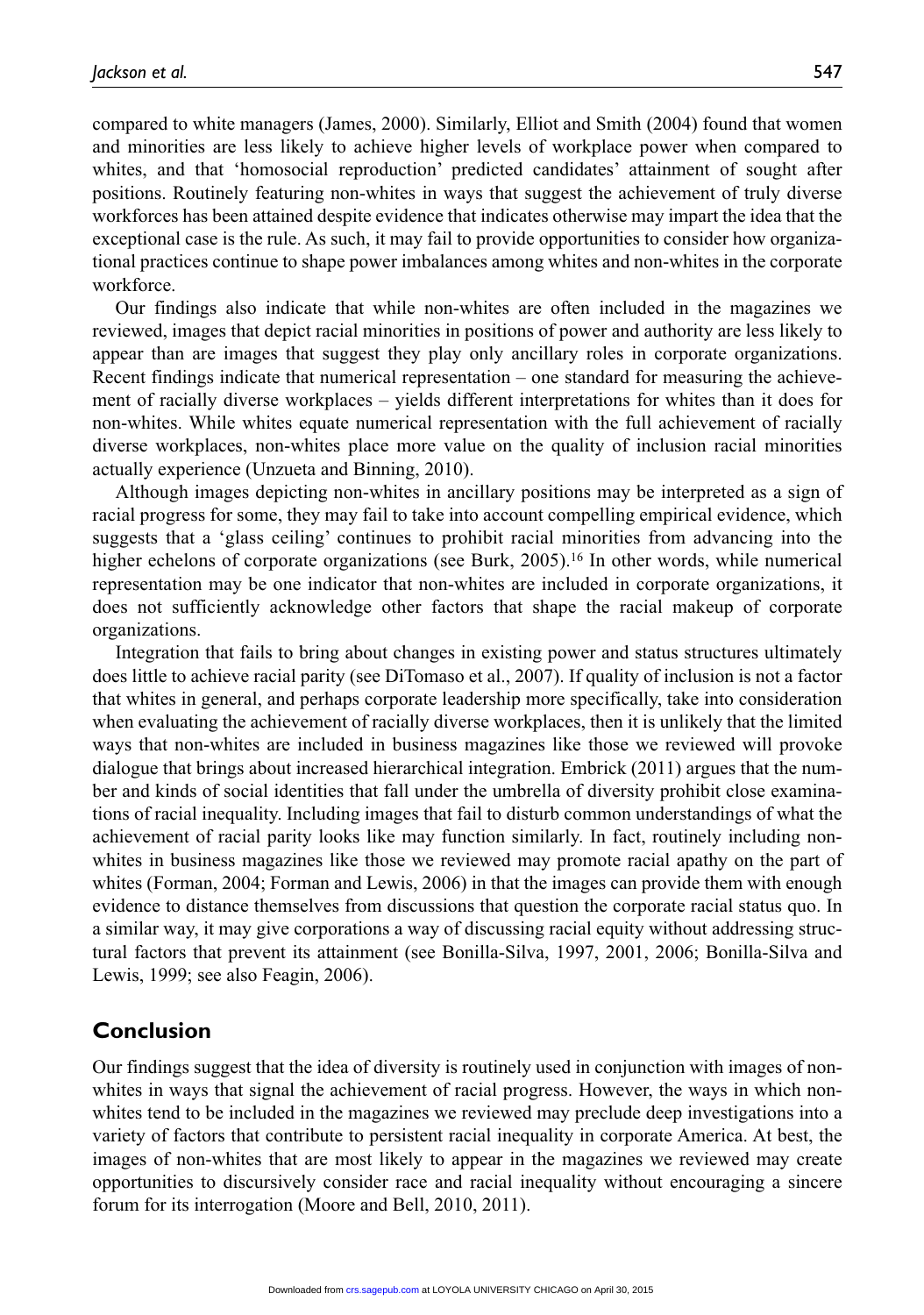compared to white managers (James, 2000). Similarly, Elliot and Smith (2004) found that women and minorities are less likely to achieve higher levels of workplace power when compared to whites, and that 'homosocial reproduction' predicted candidates' attainment of sought after positions. Routinely featuring non-whites in ways that suggest the achievement of truly diverse workforces has been attained despite evidence that indicates otherwise may impart the idea that the exceptional case is the rule. As such, it may fail to provide opportunities to consider how organizational practices continue to shape power imbalances among whites and non-whites in the corporate workforce.

Our findings also indicate that while non-whites are often included in the magazines we reviewed, images that depict racial minorities in positions of power and authority are less likely to appear than are images that suggest they play only ancillary roles in corporate organizations. Recent findings indicate that numerical representation – one standard for measuring the achievement of racially diverse workplaces – yields different interpretations for whites than it does for non-whites. While whites equate numerical representation with the full achievement of racially diverse workplaces, non-whites place more value on the quality of inclusion racial minorities actually experience (Unzueta and Binning, 2010).

Although images depicting non-whites in ancillary positions may be interpreted as a sign of racial progress for some, they may fail to take into account compelling empirical evidence, which suggests that a 'glass ceiling' continues to prohibit racial minorities from advancing into the higher echelons of corporate organizations (see Burk, 2005).[16] In other words, while numerical representation may be one indicator that non-whites are included in corporate organizations, it does not sufficiently acknowledge other factors that shape the racial makeup of corporate organizations.

Integration that fails to bring about changes in existing power and status structures ultimately does little to achieve racial parity (see DiTomaso et al., 2007). If quality of inclusion is not a factor that whites in general, and perhaps corporate leadership more specifically, take into consideration when evaluating the achievement of racially diverse workplaces, then it is unlikely that the limited ways that non-whites are included in business magazines like those we reviewed will provoke dialogue that brings about increased hierarchical integration. Embrick (2011) argues that the number and kinds of social identities that fall under the umbrella of diversity prohibit close examinations of racial inequality. Including images that fail to disturb common understandings of what the achievement of racial parity looks like may function similarly. In fact, routinely including non-whites in business magazines like those we reviewed may promote racial apathy on the part of whites (Forman, 2004; Forman and Lewis, 2006) in that the images can provide them with enough evidence to distance themselves from discussions that question the corporate racial status quo. In a similar way, it may give corporations a way of discussing racial equity without addressing structural factors that prevent its attainment (see Bonilla-Silva, 1997, 2001, 2006; Bonilla-Silva and Lewis, 1999; see also Feagin, 2006).

## Conclusion

Our findings suggest that the idea of diversity is routinely used in conjunction with images of non-whites in ways that signal the achievement of racial progress. However, the ways in which non-whites tend to be included in the magazines we reviewed may preclude deep investigations into a variety of factors that contribute to persistent racial inequality in corporate America. At best, the images of non-whites that are most likely to appear in the magazines we reviewed may create opportunities to discursively consider race and racial inequality without encouraging a sincere forum for its interrogation (Moore and Bell, 2010, 2011).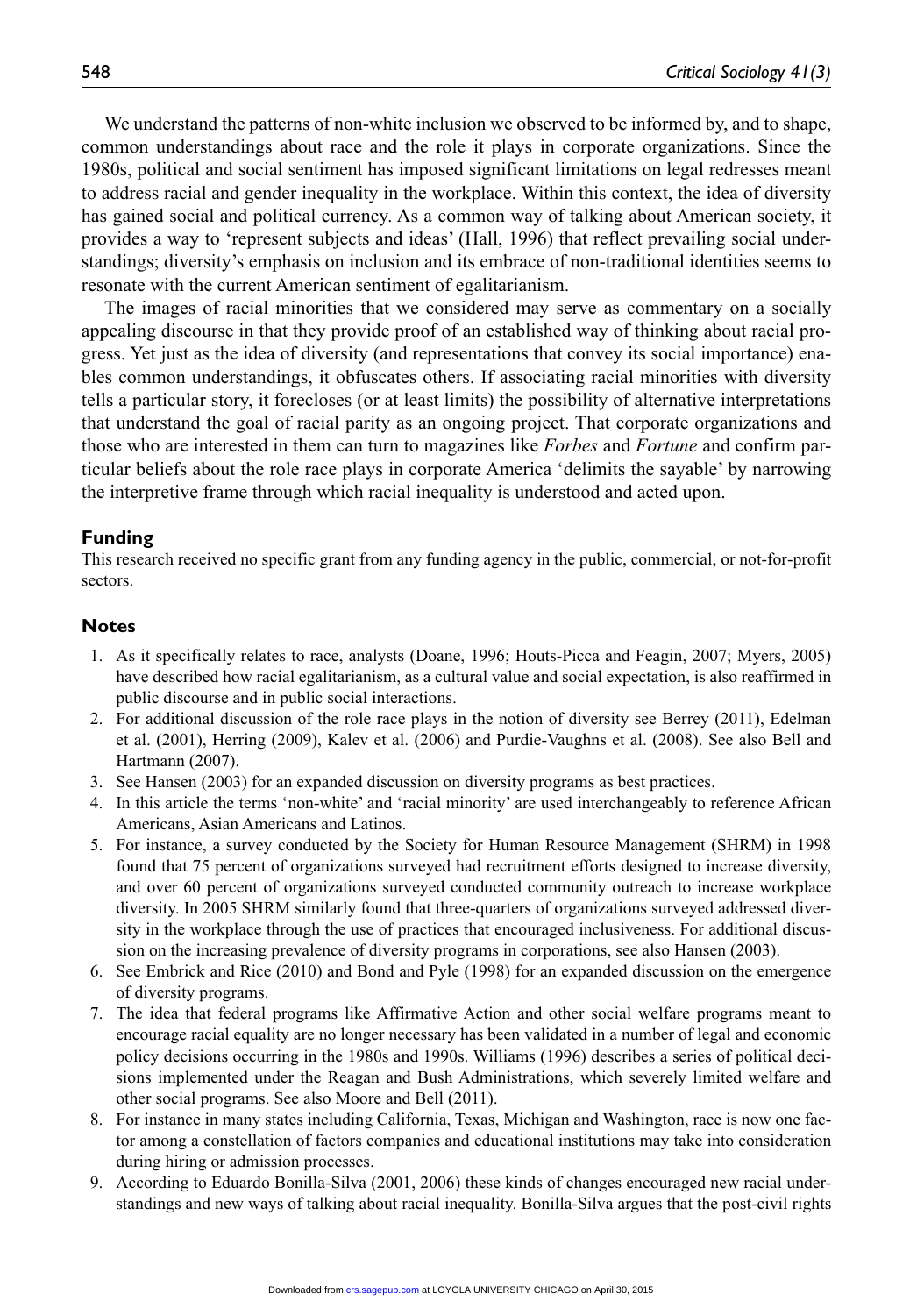We understand the patterns of non-white inclusion we observed to be informed by, and to shape, common understandings about race and the role it plays in corporate organizations. Since the 1980s, political and social sentiment has imposed significant limitations on legal redresses meant to address racial and gender inequality in the workplace. Within this context, the idea of diversity has gained social and political currency. As a common way of talking about American society, it provides a way to 'represent subjects and ideas' (Hall, 1996) that reflect prevailing social understandings; diversity's emphasis on inclusion and its embrace of non-traditional identities seems to resonate with the current American sentiment of egalitarianism.

The images of racial minorities that we considered may serve as commentary on a socially appealing discourse in that they provide proof of an established way of thinking about racial progress. Yet just as the idea of diversity (and representations that convey its social importance) enables common understandings, it obfuscates others. If associating racial minorities with diversity tells a particular story, it forecloses (or at least limits) the possibility of alternative interpretations that understand the goal of racial parity as an ongoing project. That corporate organizations and those who are interested in them can turn to magazines like *Forbes* and *Fortune* and confirm particular beliefs about the role race plays in corporate America 'delimits the sayable' by narrowing the interpretive frame through which racial inequality is understood and acted upon.

## Funding

This research received no specific grant from any funding agency in the public, commercial, or not-for-profit sectors.

## Notes

1. As it specifically relates to race, analysts (Doane, 1996; Houts-Picca and Feagin, 2007; Myers, 2005) have described how racial egalitarianism, as a cultural value and social expectation, is also reaffirmed in public discourse and in public social interactions.
2. For additional discussion of the role race plays in the notion of diversity see Berrey (2011), Edelman et al. (2001), Herring (2009), Kalev et al. (2006) and Purdie-Vaughns et al. (2008). See also Bell and Hartmann (2007).
3. See Hansen (2003) for an expanded discussion on diversity programs as best practices.
4. In this article the terms 'non-white' and 'racial minority' are used interchangeably to reference African Americans, Asian Americans and Latinos.
5. For instance, a survey conducted by the Society for Human Resource Management (SHRM) in 1998 found that 75 percent of organizations surveyed had recruitment efforts designed to increase diversity, and over 60 percent of organizations surveyed conducted community outreach to increase workplace diversity. In 2005 SHRM similarly found that three-quarters of organizations surveyed addressed diversity in the workplace through the use of practices that encouraged inclusiveness. For additional discussion on the increasing prevalence of diversity programs in corporations, see also Hansen (2003).
6. See Embrick and Rice (2010) and Bond and Pyle (1998) for an expanded discussion on the emergence of diversity programs.
7. The idea that federal programs like Affirmative Action and other social welfare programs meant to encourage racial equality are no longer necessary has been validated in a number of legal and economic policy decisions occurring in the 1980s and 1990s. Williams (1996) describes a series of political decisions implemented under the Reagan and Bush Administrations, which severely limited welfare and other social programs. See also Moore and Bell (2011).
8. For instance in many states including California, Texas, Michigan and Washington, race is now one factor among a constellation of factors companies and educational institutions may take into consideration during hiring or admission processes.
9. According to Eduardo Bonilla-Silva (2001, 2006) these kinds of changes encouraged new racial understandings and new ways of talking about racial inequality. Bonilla-Silva argues that the post-civil rights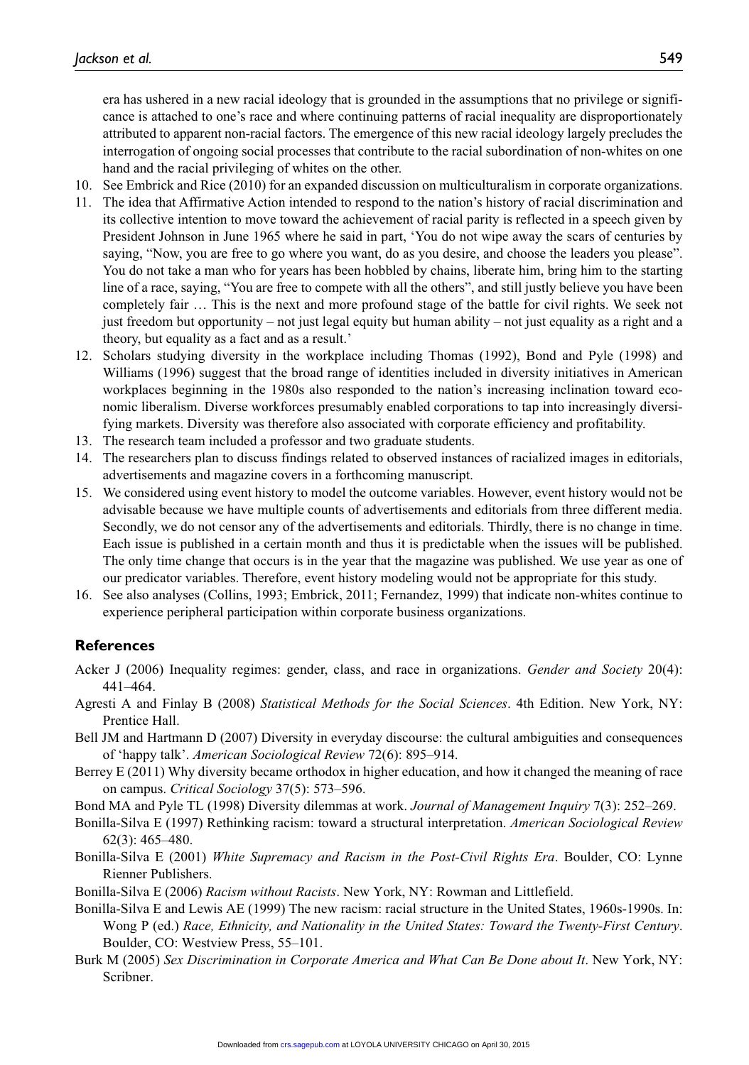era has ushered in a new racial ideology that is grounded in the assumptions that no privilege or significance is attached to one's race and where continuing patterns of racial inequality are disproportionately attributed to apparent non-racial factors. The emergence of this new racial ideology largely precludes the interrogation of ongoing social processes that contribute to the racial subordination of non-whites on one hand and the racial privileging of whites on the other.

10. See Embrick and Rice (2010) for an expanded discussion on multiculturalism in corporate organizations.
11. The idea that Affirmative Action intended to respond to the nation's history of racial discrimination and its collective intention to move toward the achievement of racial parity is reflected in a speech given by President Johnson in June 1965 where he said in part, 'You do not wipe away the scars of centuries by saying, "Now, you are free to go where you want, do as you desire, and choose the leaders you please". You do not take a man who for years has been hobbled by chains, liberate him, bring him to the starting line of a race, saying, "You are free to compete with all the others", and still justly believe you have been completely fair … This is the next and more profound stage of the battle for civil rights. We seek not just freedom but opportunity – not just legal equity but human ability – not just equality as a right and a theory, but equality as a fact and as a result.'
12. Scholars studying diversity in the workplace including Thomas (1992), Bond and Pyle (1998) and Williams (1996) suggest that the broad range of identities included in diversity initiatives in American workplaces beginning in the 1980s also responded to the nation's increasing inclination toward economic liberalism. Diverse workforces presumably enabled corporations to tap into increasingly diversifying markets. Diversity was therefore also associated with corporate efficiency and profitability.
13. The research team included a professor and two graduate students.
14. The researchers plan to discuss findings related to observed instances of racialized images in editorials, advertisements and magazine covers in a forthcoming manuscript.
15. We considered using event history to model the outcome variables. However, event history would not be advisable because we have multiple counts of advertisements and editorials from three different media. Secondly, we do not censor any of the advertisements and editorials. Thirdly, there is no change in time. Each issue is published in a certain month and thus it is predictable when the issues will be published. The only time change that occurs is in the year that the magazine was published. We use year as one of our predicator variables. Therefore, event history modeling would not be appropriate for this study.
16. See also analyses (Collins, 1993; Embrick, 2011; Fernandez, 1999) that indicate non-whites continue to experience peripheral participation within corporate business organizations.

## References

Acker J (2006) Inequality regimes: gender, class, and race in organizations. *Gender and Society* 20(4): 441–464.

Agresti A and Finlay B (2008) *Statistical Methods for the Social Sciences*. 4th Edition. New York, NY: Prentice Hall.

Bell JM and Hartmann D (2007) Diversity in everyday discourse: the cultural ambiguities and consequences of 'happy talk'. *American Sociological Review* 72(6): 895–914.

Berrey E (2011) Why diversity became orthodox in higher education, and how it changed the meaning of race on campus. *Critical Sociology* 37(5): 573–596.

Bond MA and Pyle TL (1998) Diversity dilemmas at work. *Journal of Management Inquiry* 7(3): 252–269.

Bonilla-Silva E (1997) Rethinking racism: toward a structural interpretation. *American Sociological Review* 62(3): 465–480.

Bonilla-Silva E (2001) *White Supremacy and Racism in the Post-Civil Rights Era*. Boulder, CO: Lynne Rienner Publishers.

Bonilla-Silva E (2006) *Racism without Racists*. New York, NY: Rowman and Littlefield.

Bonilla-Silva E and Lewis AE (1999) The new racism: racial structure in the United States, 1960s-1990s. In: Wong P (ed.) *Race, Ethnicity, and Nationality in the United States: Toward the Twenty-First Century*. Boulder, CO: Westview Press, 55–101.

Burk M (2005) *Sex Discrimination in Corporate America and What Can Be Done about It*. New York, NY: Scribner.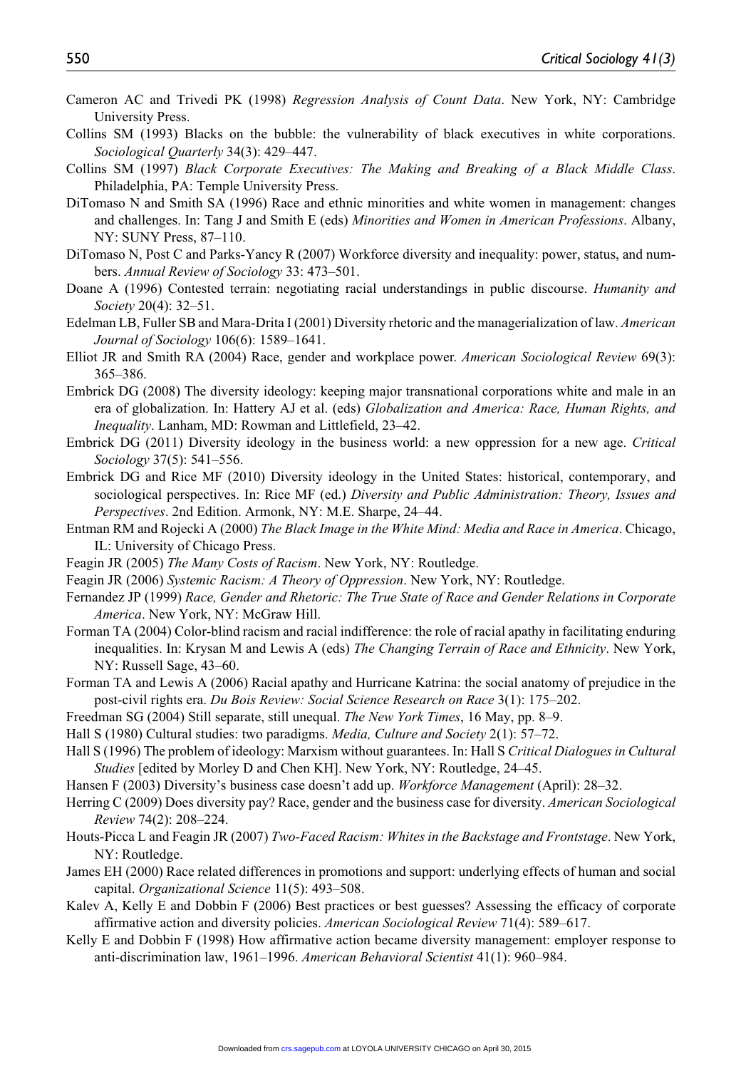Cameron AC and Trivedi PK (1998) *Regression Analysis of Count Data*. New York, NY: Cambridge University Press.

Collins SM (1993) Blacks on the bubble: the vulnerability of black executives in white corporations. *Sociological Quarterly* 34(3): 429–447.

Collins SM (1997) *Black Corporate Executives: The Making and Breaking of a Black Middle Class*. Philadelphia, PA: Temple University Press.

DiTomaso N and Smith SA (1996) Race and ethnic minorities and white women in management: changes and challenges. In: Tang J and Smith E (eds) *Minorities and Women in American Professions*. Albany, NY: SUNY Press, 87–110.

DiTomaso N, Post C and Parks-Yancy R (2007) Workforce diversity and inequality: power, status, and numbers. *Annual Review of Sociology* 33: 473–501.

Doane A (1996) Contested terrain: negotiating racial understandings in public discourse. *Humanity and Society* 20(4): 32–51.

Edelman LB, Fuller SB and Mara-Drita I (2001) Diversity rhetoric and the managerialization of law. *American Journal of Sociology* 106(6): 1589–1641.

Elliot JR and Smith RA (2004) Race, gender and workplace power. *American Sociological Review* 69(3): 365–386.

Embrick DG (2008) The diversity ideology: keeping major transnational corporations white and male in an era of globalization. In: Hattery AJ et al. (eds) *Globalization and America: Race, Human Rights, and Inequality*. Lanham, MD: Rowman and Littlefield, 23–42.

Embrick DG (2011) Diversity ideology in the business world: a new oppression for a new age. *Critical Sociology* 37(5): 541–556.

Embrick DG and Rice MF (2010) Diversity ideology in the United States: historical, contemporary, and sociological perspectives. In: Rice MF (ed.) *Diversity and Public Administration: Theory, Issues and Perspectives*. 2nd Edition. Armonk, NY: M.E. Sharpe, 24–44.

Entman RM and Rojecki A (2000) *The Black Image in the White Mind: Media and Race in America*. Chicago, IL: University of Chicago Press.

Feagin JR (2005) *The Many Costs of Racism*. New York, NY: Routledge.

Feagin JR (2006) *Systemic Racism: A Theory of Oppression*. New York, NY: Routledge.

Fernandez JP (1999) *Race, Gender and Rhetoric: The True State of Race and Gender Relations in Corporate America*. New York, NY: McGraw Hill.

Forman TA (2004) Color-blind racism and racial indifference: the role of racial apathy in facilitating enduring inequalities. In: Krysan M and Lewis A (eds) *The Changing Terrain of Race and Ethnicity*. New York, NY: Russell Sage, 43–60.

Forman TA and Lewis A (2006) Racial apathy and Hurricane Katrina: the social anatomy of prejudice in the post-civil rights era. *Du Bois Review: Social Science Research on Race* 3(1): 175–202.

Freedman SG (2004) Still separate, still unequal. *The New York Times*, 16 May, pp. 8–9.

Hall S (1980) Cultural studies: two paradigms. *Media, Culture and Society* 2(1): 57–72.

Hall S (1996) The problem of ideology: Marxism without guarantees. In: Hall S *Critical Dialogues in Cultural Studies* [edited by Morley D and Chen KH]. New York, NY: Routledge, 24–45.

Hansen F (2003) Diversity's business case doesn't add up. *Workforce Management* (April): 28–32.

Herring C (2009) Does diversity pay? Race, gender and the business case for diversity. *American Sociological Review* 74(2): 208–224.

Houts-Picca L and Feagin JR (2007) *Two-Faced Racism: Whites in the Backstage and Frontstage*. New York, NY: Routledge.

James EH (2000) Race related differences in promotions and support: underlying effects of human and social capital. *Organizational Science* 11(5): 493–508.

Kalev A, Kelly E and Dobbin F (2006) Best practices or best guesses? Assessing the efficacy of corporate affirmative action and diversity policies. *American Sociological Review* 71(4): 589–617.

Kelly E and Dobbin F (1998) How affirmative action became diversity management: employer response to anti-discrimination law, 1961–1996. *American Behavioral Scientist* 41(1): 960–984.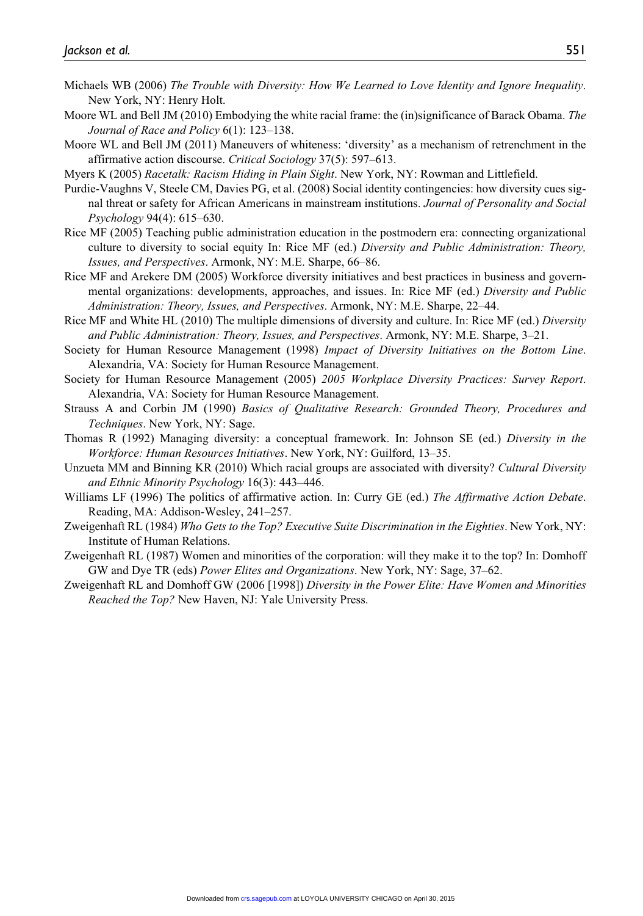Michaels WB (2006) *The Trouble with Diversity: How We Learned to Love Identity and Ignore Inequality*. New York, NY: Henry Holt.

Moore WL and Bell JM (2010) Embodying the white racial frame: the (in)significance of Barack Obama. *The Journal of Race and Policy* 6(1): 123–138.

Moore WL and Bell JM (2011) Maneuvers of whiteness: 'diversity' as a mechanism of retrenchment in the affirmative action discourse. *Critical Sociology* 37(5): 597–613.

Myers K (2005) *Racetalk: Racism Hiding in Plain Sight*. New York, NY: Rowman and Littlefield.

Purdie-Vaughns V, Steele CM, Davies PG, et al. (2008) Social identity contingencies: how diversity cues signal threat or safety for African Americans in mainstream institutions. *Journal of Personality and Social Psychology* 94(4): 615–630.

Rice MF (2005) Teaching public administration education in the postmodern era: connecting organizational culture to diversity to social equity In: Rice MF (ed.) *Diversity and Public Administration: Theory, Issues, and Perspectives*. Armonk, NY: M.E. Sharpe, 66–86.

Rice MF and Arekere DM (2005) Workforce diversity initiatives and best practices in business and governmental organizations: developments, approaches, and issues. In: Rice MF (ed.) *Diversity and Public Administration: Theory, Issues, and Perspectives*. Armonk, NY: M.E. Sharpe, 22–44.

Rice MF and White HL (2010) The multiple dimensions of diversity and culture. In: Rice MF (ed.) *Diversity and Public Administration: Theory, Issues, and Perspectives*. Armonk, NY: M.E. Sharpe, 3–21.

Society for Human Resource Management (1998) *Impact of Diversity Initiatives on the Bottom Line*. Alexandria, VA: Society for Human Resource Management.

Society for Human Resource Management (2005) *2005 Workplace Diversity Practices: Survey Report*. Alexandria, VA: Society for Human Resource Management.

Strauss A and Corbin JM (1990) *Basics of Qualitative Research: Grounded Theory, Procedures and Techniques*. New York, NY: Sage.

Thomas R (1992) Managing diversity: a conceptual framework. In: Johnson SE (ed.) *Diversity in the Workforce: Human Resources Initiatives*. New York, NY: Guilford, 13–35.

Unzueta MM and Binning KR (2010) Which racial groups are associated with diversity? *Cultural Diversity and Ethnic Minority Psychology* 16(3): 443–446.

Williams LF (1996) The politics of affirmative action. In: Curry GE (ed.) *The Affirmative Action Debate*. Reading, MA: Addison-Wesley, 241–257.

Zweigenhaft RL (1984) *Who Gets to the Top? Executive Suite Discrimination in the Eighties*. New York, NY: Institute of Human Relations.

Zweigenhaft RL (1987) Women and minorities of the corporation: will they make it to the top? In: Domhoff GW and Dye TR (eds) *Power Elites and Organizations*. New York, NY: Sage, 37–62.

Zweigenhaft RL and Domhoff GW (2006 [1998]) *Diversity in the Power Elite: Have Women and Minorities Reached the Top?* New Haven, NJ: Yale University Press.